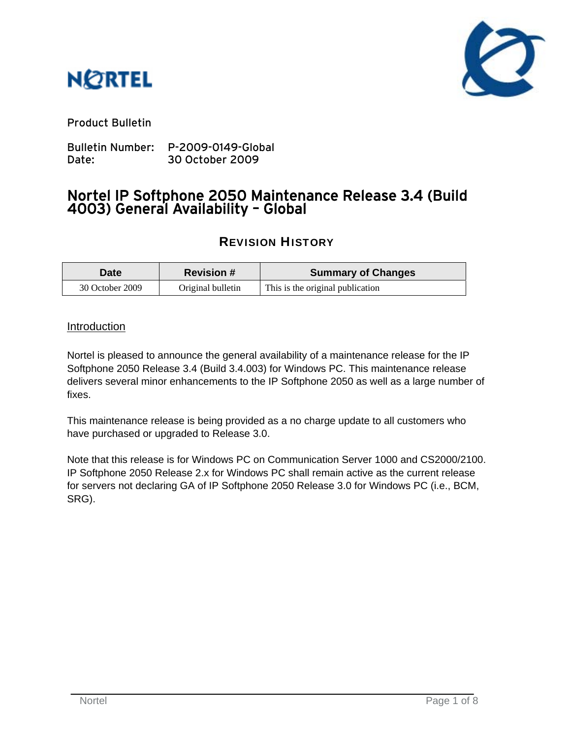Product Bulletin

Bulletin Number: P-2009-0149-Global
Date: 30 October 2009

# Nortel IP Softphone 2050 Maintenance Release 3.4 (Build 4003) General Availability – Global

## REVISION HISTORY

| Date | Revision # | Summary of Changes |
| --- | --- | --- |
| 30 October 2009 | Original bulletin | This is the original publication |

## Introduction

Nortel is pleased to announce the general availability of a maintenance release for the IP Softphone 2050 Release 3.4 (Build 3.4.003) for Windows PC. This maintenance release delivers several minor enhancements to the IP Softphone 2050 as well as a large number of fixes.

This maintenance release is being provided as a no charge update to all customers who have purchased or upgraded to Release 3.0.

Note that this release is for Windows PC on Communication Server 1000 and CS2000/2100. IP Softphone 2050 Release 2.x for Windows PC shall remain active as the current release for servers not declaring GA of IP Softphone 2050 Release 3.0 for Windows PC (i.e., BCM, SRG).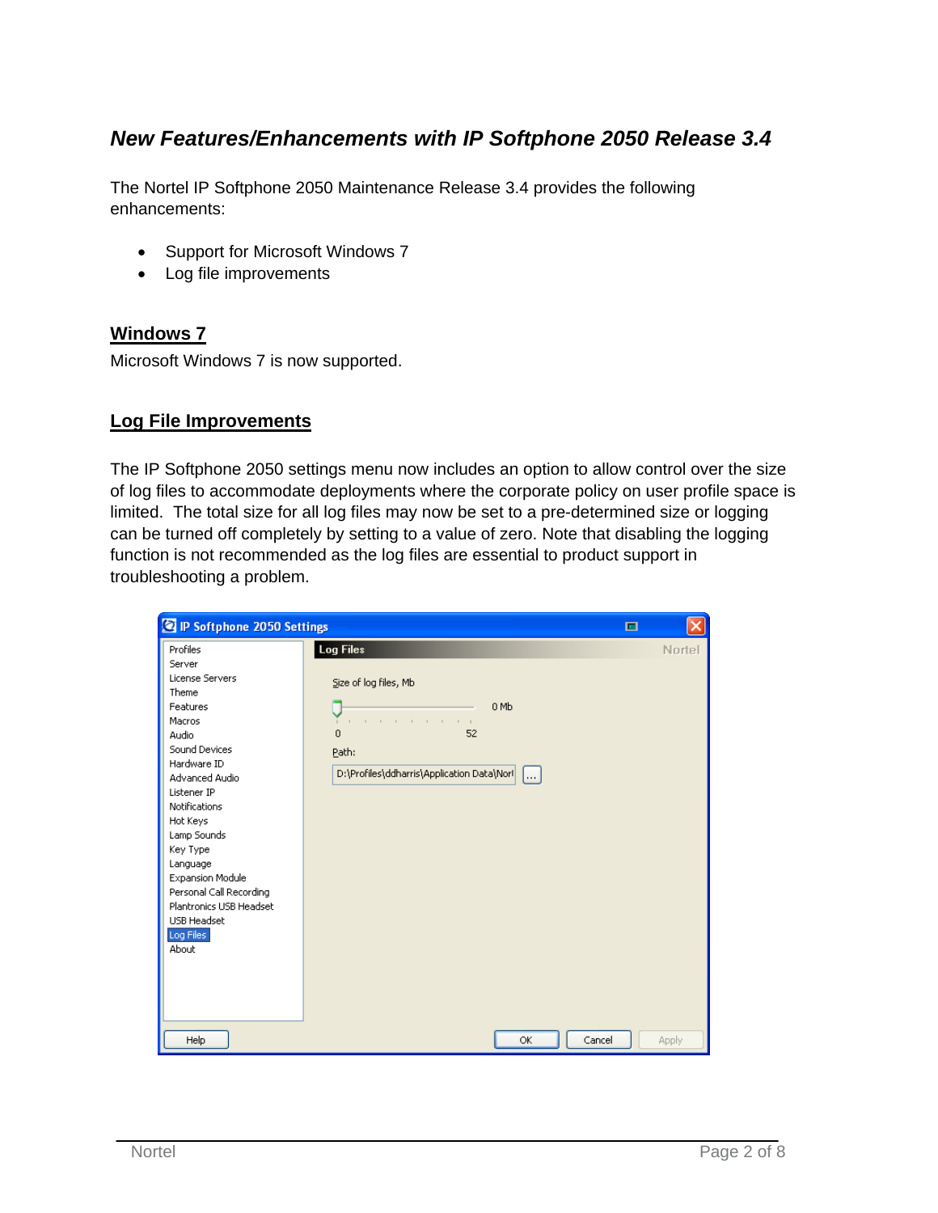## *New Features/Enhancements with IP Softphone 2050 Release 3.4*

The Nortel IP Softphone 2050 Maintenance Release 3.4 provides the following enhancements:

- Support for Microsoft Windows 7
- Log file improvements

### Windows 7

Microsoft Windows 7 is now supported.

### Log File Improvements

The IP Softphone 2050 settings menu now includes an option to allow control over the size of log files to accommodate deployments where the corporate policy on user profile space is limited. The total size for all log files may now be set to a pre-determined size or logging can be turned off completely by setting to a value of zero. Note that disabling the logging function is not recommended as the log files are essential to product support in troubleshooting a problem.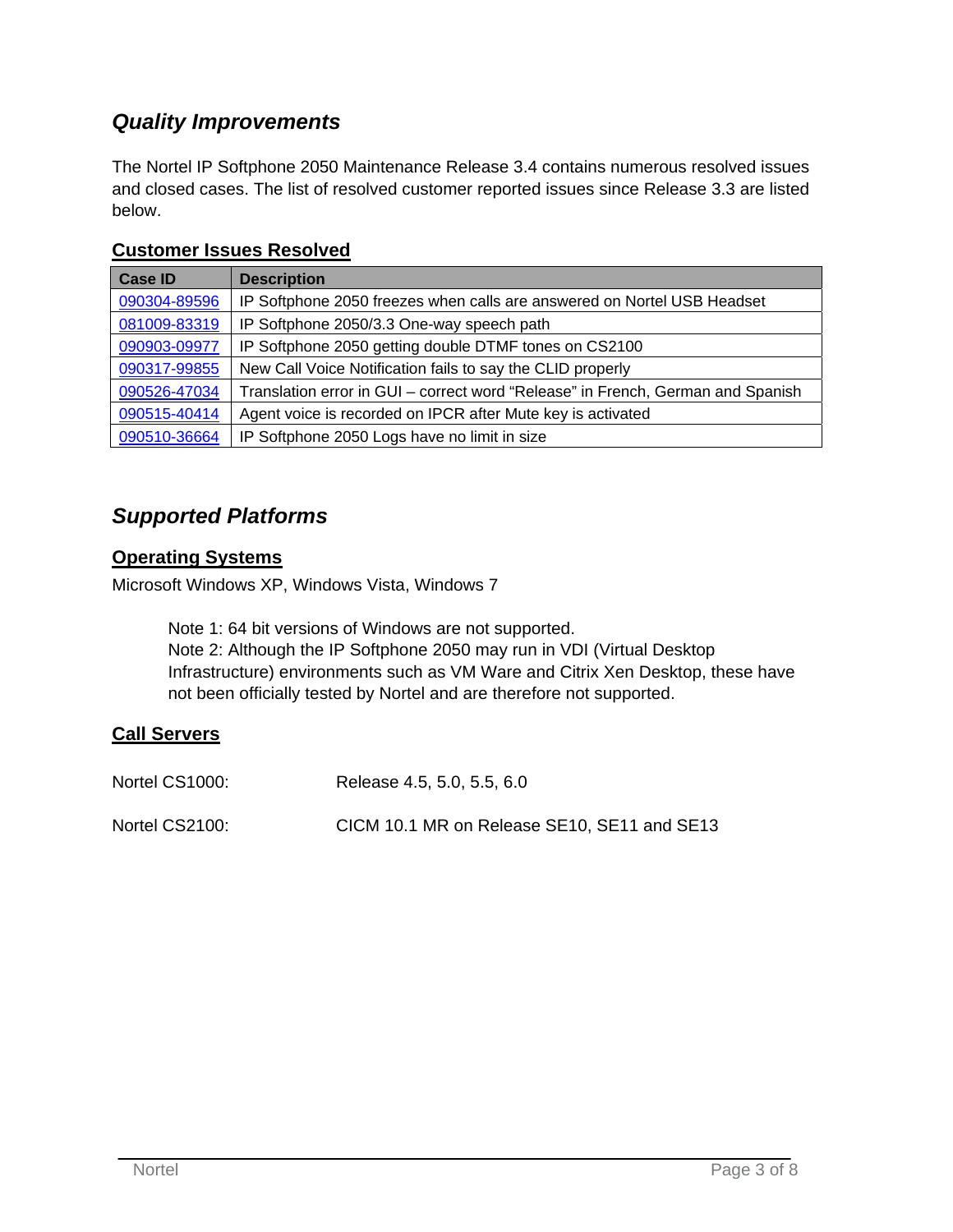## *Quality Improvements*

The Nortel IP Softphone 2050 Maintenance Release 3.4 contains numerous resolved issues and closed cases. The list of resolved customer reported issues since Release 3.3 are listed below.

### Customer Issues Resolved

| Case ID | Description |
| --- | --- |
| 090304-89596 | IP Softphone 2050 freezes when calls are answered on Nortel USB Headset |
| 081009-83319 | IP Softphone 2050/3.3 One-way speech path |
| 090903-09977 | IP Softphone 2050 getting double DTMF tones on CS2100 |
| 090317-99855 | New Call Voice Notification fails to say the CLID properly |
| 090526-47034 | Translation error in GUI – correct word “Release” in French, German and Spanish |
| 090515-40414 | Agent voice is recorded on IPCR after Mute key is activated |
| 090510-36664 | IP Softphone 2050 Logs have no limit in size |

## *Supported Platforms*

### Operating Systems

Microsoft Windows XP, Windows Vista, Windows 7

> Note 1: 64 bit versions of Windows are not supported.
> Note 2: Although the IP Softphone 2050 may run in VDI (Virtual Desktop Infrastructure) environments such as VM Ware and Citrix Xen Desktop, these have not been officially tested by Nortel and are therefore not supported.

### Call Servers

Nortel CS1000: Release 4.5, 5.0, 5.5, 6.0

Nortel CS2100: CICM 10.1 MR on Release SE10, SE11 and SE13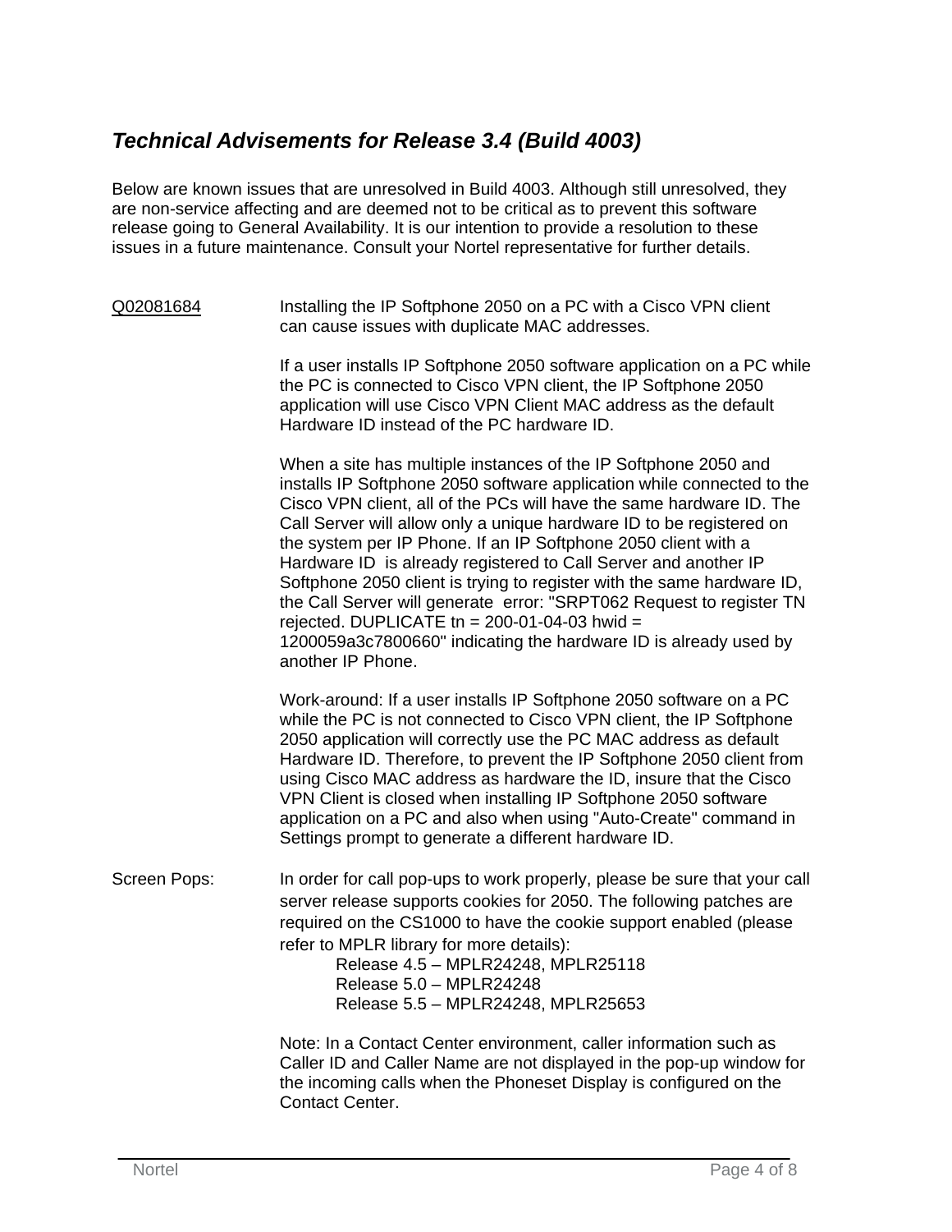## *Technical Advisements for Release 3.4 (Build 4003)*

Below are known issues that are unresolved in Build 4003. Although still unresolved, they are non-service affecting and are deemed not to be critical as to prevent this software release going to General Availability. It is our intention to provide a resolution to these issues in a future maintenance. Consult your Nortel representative for further details.

Q02081684

Installing the IP Softphone 2050 on a PC with a Cisco VPN client can cause issues with duplicate MAC addresses.

If a user installs IP Softphone 2050 software application on a PC while the PC is connected to Cisco VPN client, the IP Softphone 2050 application will use Cisco VPN Client MAC address as the default Hardware ID instead of the PC hardware ID.

When a site has multiple instances of the IP Softphone 2050 and installs IP Softphone 2050 software application while connected to the Cisco VPN client, all of the PCs will have the same hardware ID. The Call Server will allow only a unique hardware ID to be registered on the system per IP Phone. If an IP Softphone 2050 client with a Hardware ID is already registered to Call Server and another IP Softphone 2050 client is trying to register with the same hardware ID, the Call Server will generate error: "SRPT062 Request to register TN rejected. DUPLICATE tn = 200-01-04-03 hwid = 1200059a3c7800660" indicating the hardware ID is already used by another IP Phone.

Work-around: If a user installs IP Softphone 2050 software on a PC while the PC is not connected to Cisco VPN client, the IP Softphone 2050 application will correctly use the PC MAC address as default Hardware ID. Therefore, to prevent the IP Softphone 2050 client from using Cisco MAC address as hardware the ID, insure that the Cisco VPN Client is closed when installing IP Softphone 2050 software application on a PC and also when using "Auto-Create" command in Settings prompt to generate a different hardware ID.

Screen Pops:

In order for call pop-ups to work properly, please be sure that your call server release supports cookies for 2050. The following patches are required on the CS1000 to have the cookie support enabled (please refer to MPLR library for more details):

- Release 4.5 – MPLR24248, MPLR25118
- Release 5.0 – MPLR24248
- Release 5.5 – MPLR24248, MPLR25653

Note: In a Contact Center environment, caller information such as Caller ID and Caller Name are not displayed in the pop-up window for the incoming calls when the Phoneset Display is configured on the Contact Center.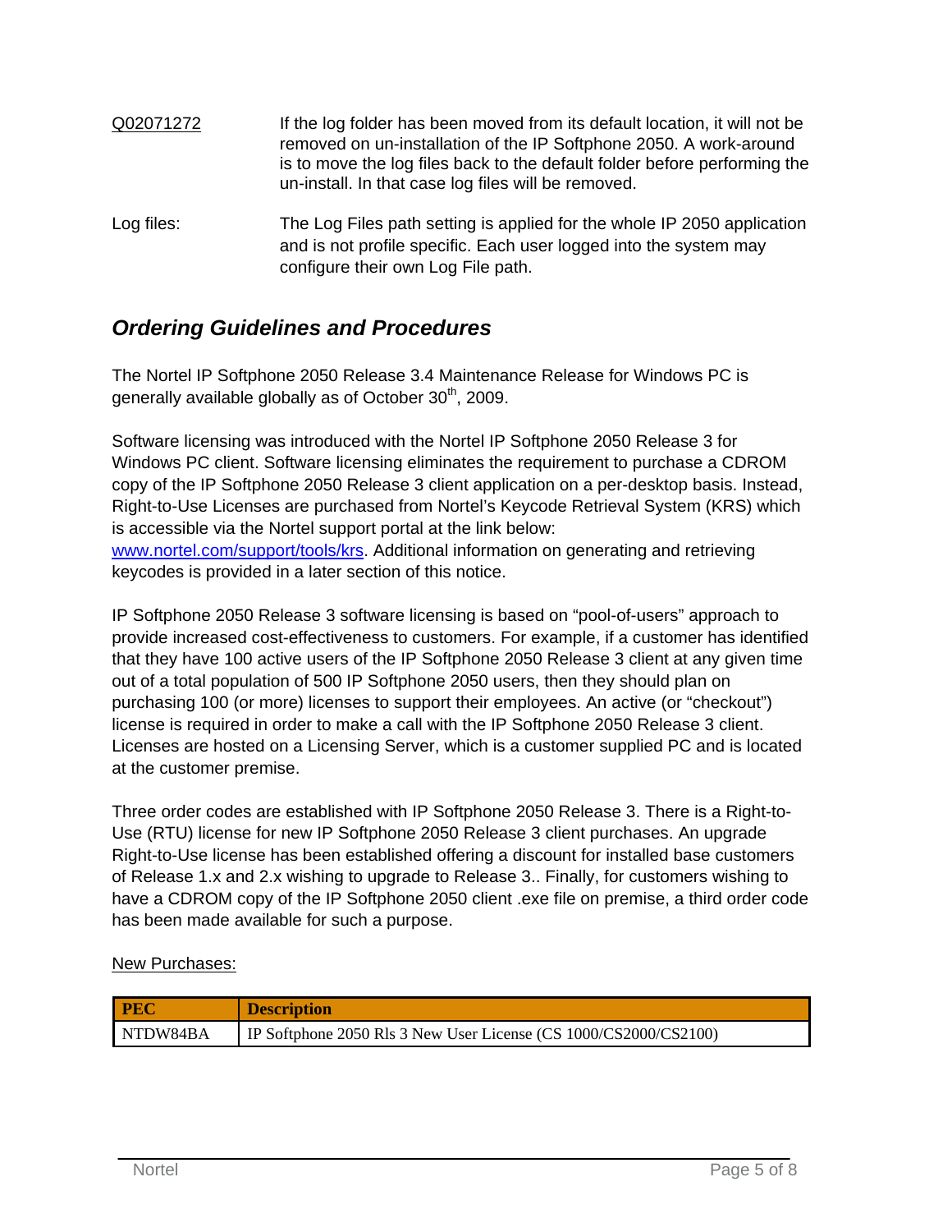<u>Q02071272</u> If the log folder has been moved from its default location, it will not be removed on un-installation of the IP Softphone 2050. A work-around is to move the log files back to the default folder before performing the un-install. In that case log files will be removed.

Log files: The Log Files path setting is applied for the whole IP 2050 application and is not profile specific. Each user logged into the system may configure their own Log File path.

## *Ordering Guidelines and Procedures*

The Nortel IP Softphone 2050 Release 3.4 Maintenance Release for Windows PC is generally available globally as of October 30th, 2009.

Software licensing was introduced with the Nortel IP Softphone 2050 Release 3 for Windows PC client. Software licensing eliminates the requirement to purchase a CDROM copy of the IP Softphone 2050 Release 3 client application on a per-desktop basis. Instead, Right-to-Use Licenses are purchased from Nortel's Keycode Retrieval System (KRS) which is accessible via the Nortel support portal at the link below: www.nortel.com/support/tools/krs. Additional information on generating and retrieving keycodes is provided in a later section of this notice.

IP Softphone 2050 Release 3 software licensing is based on "pool-of-users" approach to provide increased cost-effectiveness to customers. For example, if a customer has identified that they have 100 active users of the IP Softphone 2050 Release 3 client at any given time out of a total population of 500 IP Softphone 2050 users, then they should plan on purchasing 100 (or more) licenses to support their employees. An active (or "checkout") license is required in order to make a call with the IP Softphone 2050 Release 3 client. Licenses are hosted on a Licensing Server, which is a customer supplied PC and is located at the customer premise.

Three order codes are established with IP Softphone 2050 Release 3. There is a Right-to-Use (RTU) license for new IP Softphone 2050 Release 3 client purchases. An upgrade Right-to-Use license has been established offering a discount for installed base customers of Release 1.x and 2.x wishing to upgrade to Release 3.. Finally, for customers wishing to have a CDROM copy of the IP Softphone 2050 client .exe file on premise, a third order code has been made available for such a purpose.

<u>New Purchases:</u>

| PEC | Description |
| --- | --- |
| NTDW84BA | IP Softphone 2050 Rls 3 New User License (CS 1000/CS2000/CS2100) |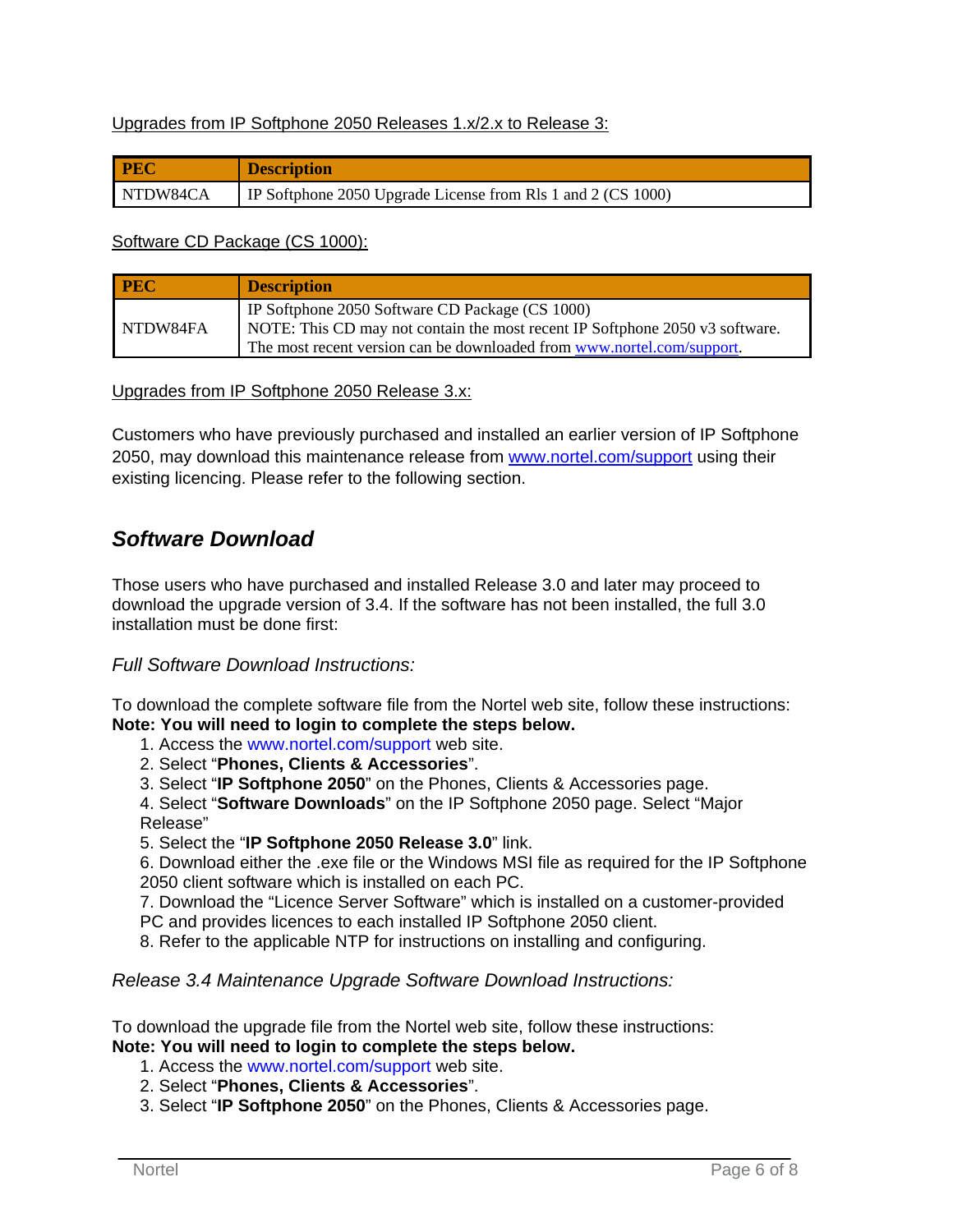Upgrades from IP Softphone 2050 Releases 1.x/2.x to Release 3:

| PEC | Description |
| --- | --- |
| NTDW84CA | IP Softphone 2050 Upgrade License from Rls 1 and 2 (CS 1000) |

Software CD Package (CS 1000):

| PEC | Description |
| --- | --- |
| NTDW84FA | IP Softphone 2050 Software CD Package (CS 1000)<br>NOTE: This CD may not contain the most recent IP Softphone 2050 v3 software. The most recent version can be downloaded from www.nortel.com/support. |

Upgrades from IP Softphone 2050 Release 3.x:

Customers who have previously purchased and installed an earlier version of IP Softphone 2050, may download this maintenance release from www.nortel.com/support using their existing licencing. Please refer to the following section.

## *Software Download*

Those users who have purchased and installed Release 3.0 and later may proceed to download the upgrade version of 3.4. If the software has not been installed, the full 3.0 installation must be done first:

*Full Software Download Instructions:*

To download the complete software file from the Nortel web site, follow these instructions:
**Note: You will need to login to complete the steps below.**

1. Access the www.nortel.com/support web site.
2. Select "**Phones, Clients & Accessories**".
3. Select "**IP Softphone 2050**" on the Phones, Clients & Accessories page.
4. Select "**Software Downloads**" on the IP Softphone 2050 page. Select "Major Release"
5. Select the "**IP Softphone 2050 Release 3.0**" link.
6. Download either the .exe file or the Windows MSI file as required for the IP Softphone 2050 client software which is installed on each PC.
7. Download the "Licence Server Software" which is installed on a customer-provided PC and provides licences to each installed IP Softphone 2050 client.
8. Refer to the applicable NTP for instructions on installing and configuring.

*Release 3.4 Maintenance Upgrade Software Download Instructions:*

To download the upgrade file from the Nortel web site, follow these instructions:
**Note: You will need to login to complete the steps below.**

1. Access the www.nortel.com/support web site.
2. Select "**Phones, Clients & Accessories**".
3. Select "**IP Softphone 2050**" on the Phones, Clients & Accessories page.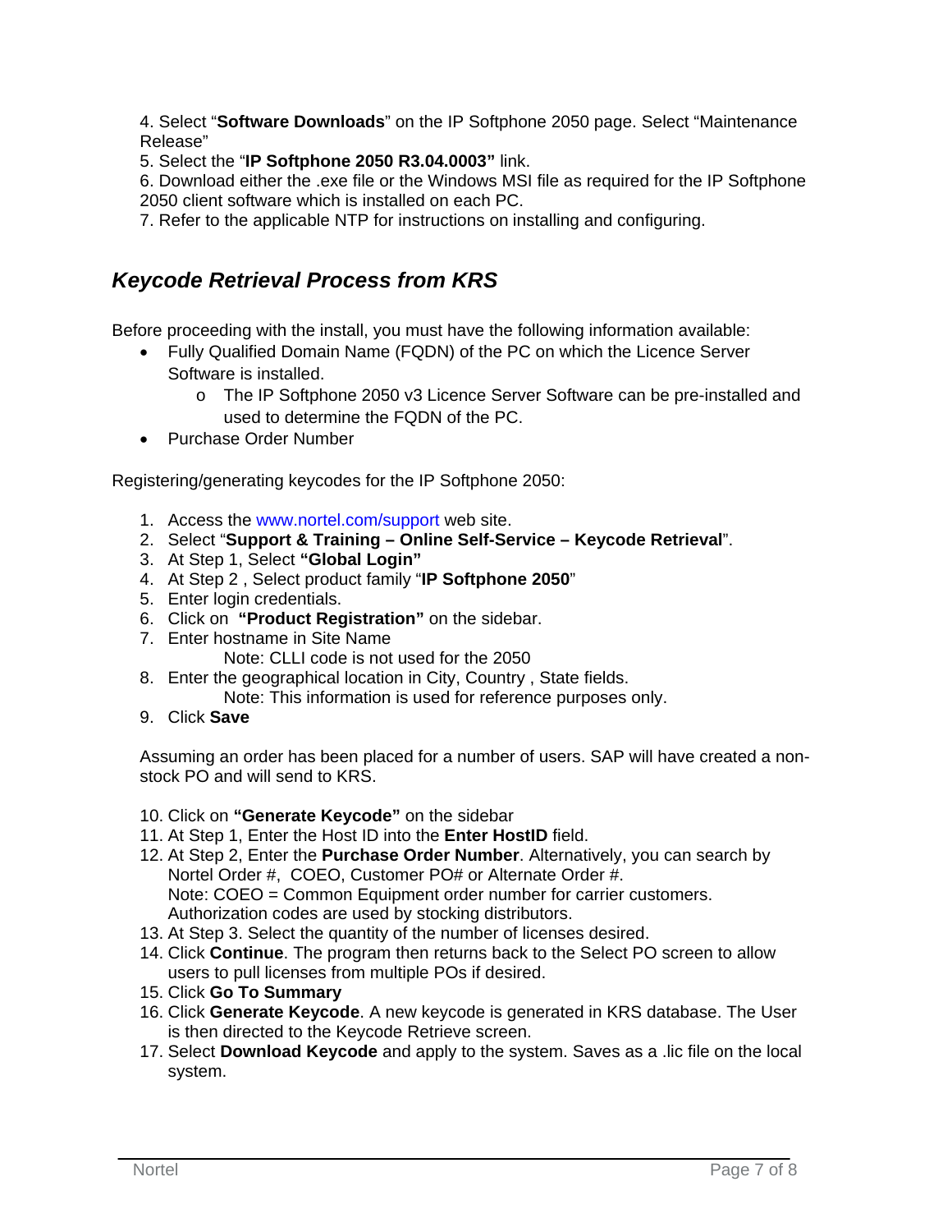4. Select “**Software Downloads**” on the IP Softphone 2050 page. Select “Maintenance Release”

5. Select the “**IP Softphone 2050 R3.04.0003”** link.

6. Download either the .exe file or the Windows MSI file as required for the IP Softphone 2050 client software which is installed on each PC.

7. Refer to the applicable NTP for instructions on installing and configuring.

## *Keycode Retrieval Process from KRS*

Before proceeding with the install, you must have the following information available:

- Fully Qualified Domain Name (FQDN) of the PC on which the Licence Server Software is installed.
    - The IP Softphone 2050 v3 Licence Server Software can be pre-installed and used to determine the FQDN of the PC.
- Purchase Order Number

Registering/generating keycodes for the IP Softphone 2050:

1. Access the www.nortel.com/support web site.
2. Select “**Support & Training – Online Self-Service – Keycode Retrieval**”.
3. At Step 1, Select **“Global Login”**
4. At Step 2 , Select product family “**IP Softphone 2050**”
5. Enter login credentials.
6. Click on **“Product Registration”** on the sidebar.
7. Enter hostname in Site Name

    Note: CLLI code is not used for the 2050
8. Enter the geographical location in City, Country , State fields.

    Note: This information is used for reference purposes only.
9. Click **Save**

Assuming an order has been placed for a number of users. SAP will have created a non-stock PO and will send to KRS.

10. Click on **“Generate Keycode”** on the sidebar
11. At Step 1, Enter the Host ID into the **Enter HostID** field.
12. At Step 2, Enter the **Purchase Order Number**. Alternatively, you can search by Nortel Order #, COEO, Customer PO# or Alternate Order #.

    Note: COEO = Common Equipment order number for carrier customers. Authorization codes are used by stocking distributors.
13. At Step 3. Select the quantity of the number of licenses desired.
14. Click **Continue**. The program then returns back to the Select PO screen to allow users to pull licenses from multiple POs if desired.
15. Click **Go To Summary**
16. Click **Generate Keycode**. A new keycode is generated in KRS database. The User is then directed to the Keycode Retrieve screen.
17. Select **Download Keycode** and apply to the system. Saves as a .lic file on the local system.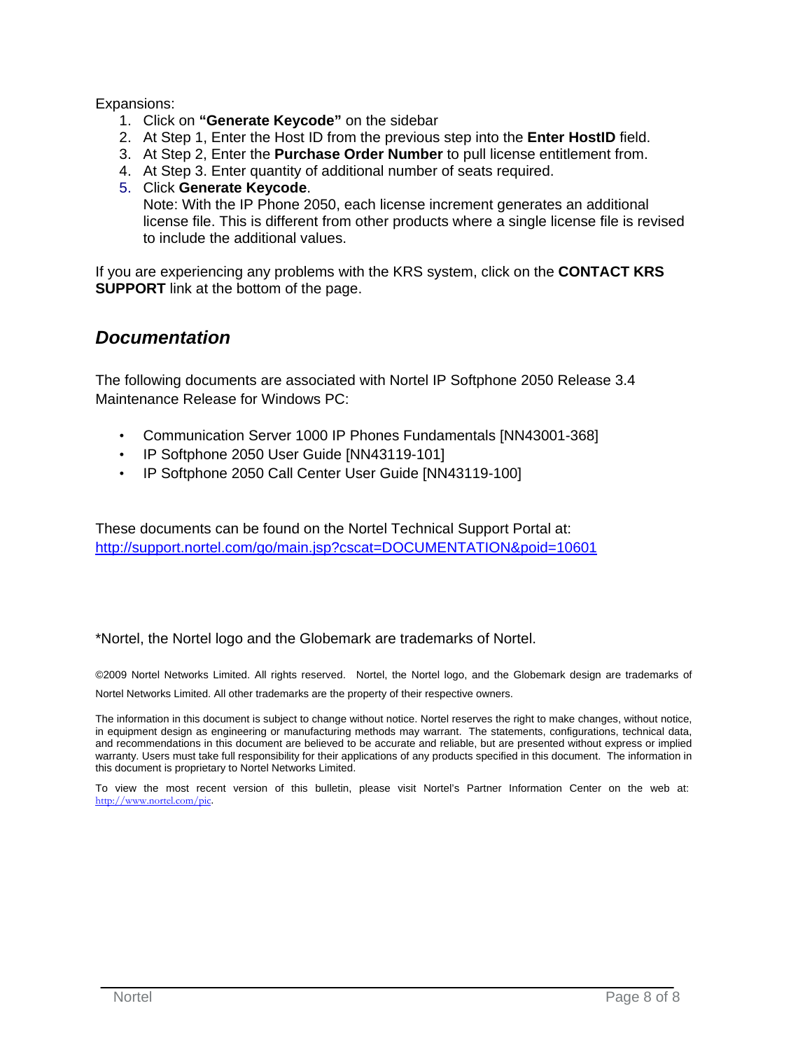Expansions:

1. Click on **"Generate Keycode"** on the sidebar
2. At Step 1, Enter the Host ID from the previous step into the **Enter HostID** field.
3. At Step 2, Enter the **Purchase Order Number** to pull license entitlement from.
4. At Step 3. Enter quantity of additional number of seats required.
5. Click **Generate Keycode**.
   Note: With the IP Phone 2050, each license increment generates an additional license file. This is different from other products where a single license file is revised to include the additional values.

If you are experiencing any problems with the KRS system, click on the **CONTACT KRS SUPPORT** link at the bottom of the page.

## *Documentation*

The following documents are associated with Nortel IP Softphone 2050 Release 3.4 Maintenance Release for Windows PC:

- Communication Server 1000 IP Phones Fundamentals [NN43001-368]
- IP Softphone 2050 User Guide [NN43119-101]
- IP Softphone 2050 Call Center User Guide [NN43119-100]

These documents can be found on the Nortel Technical Support Portal at:
http://support.nortel.com/go/main.jsp?cscat=DOCUMENTATION&poid=10601

*Nortel, the Nortel logo and the Globemark are trademarks of Nortel.

©2009 Nortel Networks Limited. All rights reserved. Nortel, the Nortel logo, and the Globemark design are trademarks of Nortel Networks Limited. All other trademarks are the property of their respective owners.

The information in this document is subject to change without notice. Nortel reserves the right to make changes, without notice, in equipment design as engineering or manufacturing methods may warrant. The statements, configurations, technical data, and recommendations in this document are believed to be accurate and reliable, but are presented without express or implied warranty. Users must take full responsibility for their applications of any products specified in this document. The information in this document is proprietary to Nortel Networks Limited.

To view the most recent version of this bulletin, please visit Nortel's Partner Information Center on the web at: http://www.nortel.com/pic.